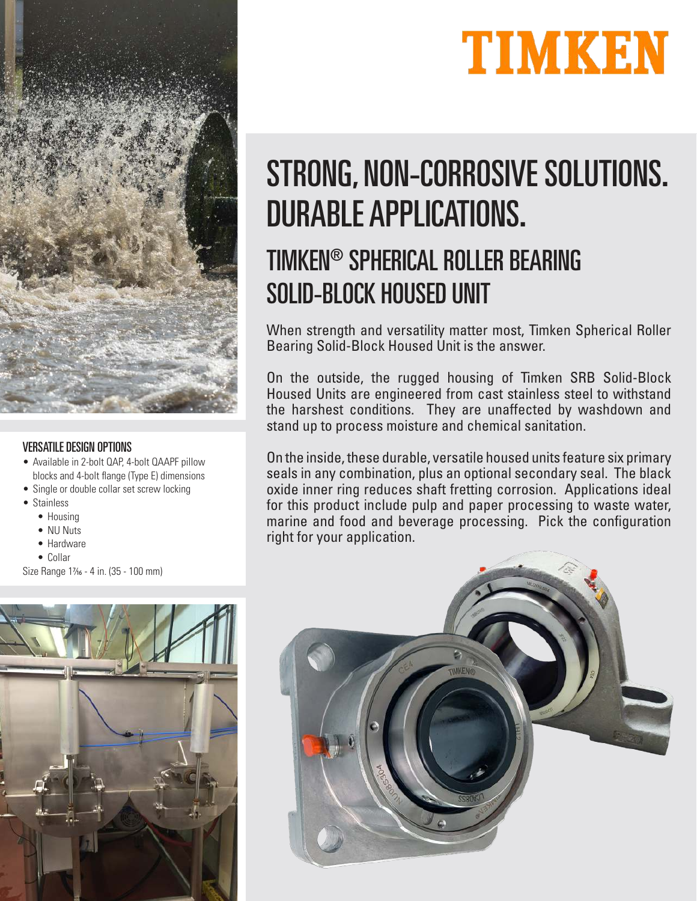# TIMKEN

# STRONG, NON-CORROSIVE SOLUTIONS. DURABLE APPLICATIONS.

## TIMKEN® SPHERICAL ROLLER BEARING SOLID-BLOCK HOUSED UNIT

When strength and versatility matter most, Timken Spherical Roller Bearing Solid-Block Housed Unit is the answer.

On the outside, the rugged housing of Timken SRB Solid-Block Housed Units are engineered from cast stainless steel to withstand the harshest conditions. They are unaffected by washdown and stand up to process moisture and chemical sanitation.

On the inside, these durable, versatile housed units feature six primary seals in any combination, plus an optional secondary seal. The black oxide inner ring reduces shaft fretting corrosion. Applications ideal for this product include pulp and paper processing to waste water, marine and food and beverage processing. Pick the configuration right for your application.

### VERSATILE DESIGN OPTIONS

- Available in 2-bolt QAP, 4-bolt QAAPF pillow blocks and 4-bolt flange (Type E) dimensions
- Single or double collar set screw locking
- Stainless
  - Housing
  - NU Nuts
  - Hardware
  - Collar

Size Range 1⁷⁄₁₆ - 4 in. (35 - 100 mm)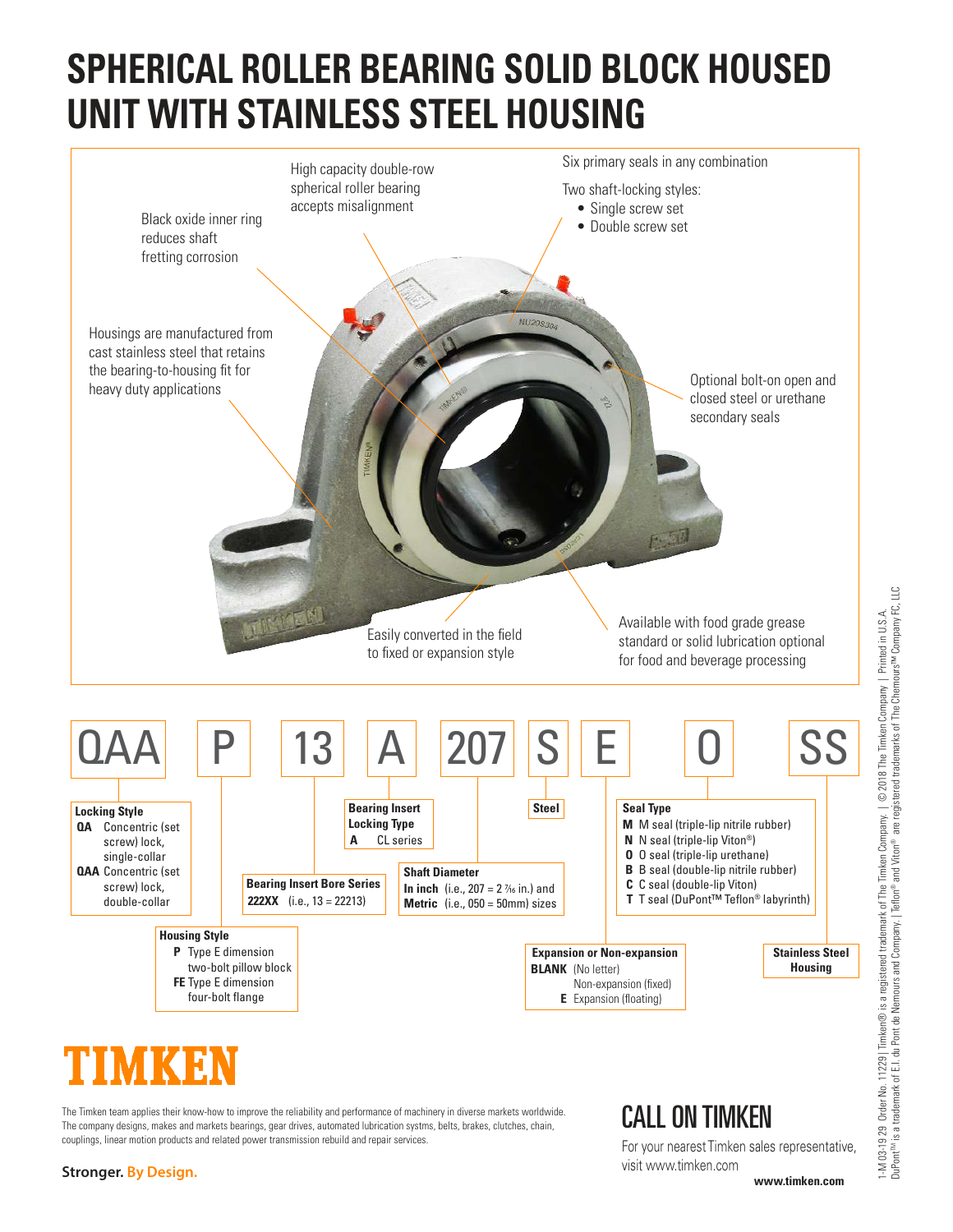# SPHERICAL ROLLER BEARING SOLID BLOCK HOUSED UNIT WITH STAINLESS STEEL HOUSING

High capacity double-row spherical roller bearing accepts misalignment

Six primary seals in any combination

Two shaft-locking styles:

- Single screw set
- Double screw set

Black oxide inner ring reduces shaft fretting corrosion

Housings are manufactured from cast stainless steel that retains the bearing-to-housing fit for heavy duty applications

Optional bolt-on open and closed steel or urethane secondary seals

Easily converted in the field to fixed or expansion style

Available with food grade grease standard or solid lubrication optional for food and beverage processing

QAA | P | 13 | A | 207 | S | E | O | SS

**Locking Style**
- **QA** Concentric (set screw) lock, single-collar
- **QAA** Concentric (set screw) lock, double-collar

**Housing Style**
- **P** Type E dimension two-bolt pillow block
- **FE** Type E dimension four-bolt flange

**Bearing Insert Bore Series**
**222XX** (i.e., 13 = 22213)

**Bearing Insert Locking Type**
- **A** CL series

**Shaft Diameter**
**In inch** (i.e., 207 = 2 7⁄16 in.) and **Metric** (i.e., 050 = 50mm) sizes

**Steel**

**Expansion or Non-expansion**
- **BLANK** (No letter) Non-expansion (fixed)
- **E** Expansion (floating)

**Seal Type**
- **M** M seal (triple-lip nitrile rubber)
- **N** N seal (triple-lip Viton®)
- **O** O seal (triple-lip urethane)
- **B** B seal (double-lip nitrile rubber)
- **C** C seal (double-lip Viton)
- **T** T seal (DuPont™ Teflon® labyrinth)

**Stainless Steel Housing**

TIMKEN

The Timken team applies their know-how to improve the reliability and performance of machinery in diverse markets worldwide. The company designs, makes and markets bearings, gear drives, automated lubrication systms, belts, brakes, clutches, chain, couplings, linear motion products and related power transmission rebuild and repair services.

**Stronger. By Design.**

## CALL ON TIMKEN

For your nearest Timken sales representative, visit www.timken.com

**www.timken.com**

1-M 03-19 29 Order No. 11229 | Timken® is a registered trademark of The Timken Company. | © 2018 The Timken Company | Printed in U.S.A.
DuPont™ is a trademark of E.I. du Pont de Nemours and Company. | Teflon® and Viton® are registered trademarks of The Chemours™ Company FC, LLC